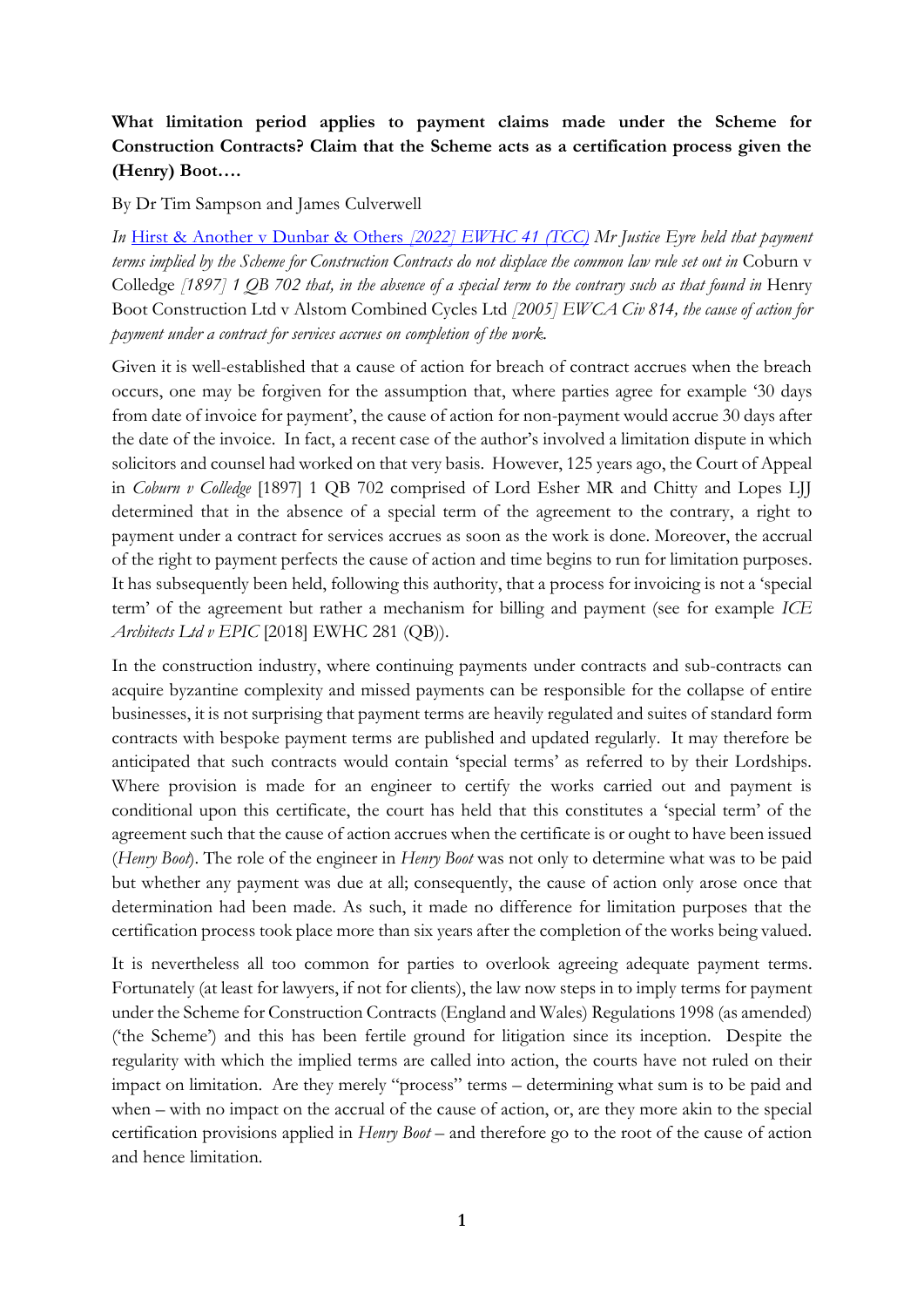**What limitation period applies to payment claims made under the Scheme for Construction Contracts? Claim that the Scheme acts as a certification process given the (Henry) Boot….**

By Dr Tim Sampson and James Culverwell

*In* Hirst & Another v Dunbar & Others *[2022] EWHC 41 (TCC) Mr Justice Eyre held that payment terms implied by the Scheme for Construction Contracts do not displace the common law rule set out in* Coburn v Colledge *[1897] 1 QB 702 that, in the absence of a special term to the contrary such as that found in* Henry Boot Construction Ltd v Alstom Combined Cycles Ltd *[2005] EWCA Civ 814, the cause of action for payment under a contract for services accrues on completion of the work.*

Given it is well-established that a cause of action for breach of contract accrues when the breach occurs, one may be forgiven for the assumption that, where parties agree for example '30 days from date of invoice for payment', the cause of action for non-payment would accrue 30 days after the date of the invoice. In fact, a recent case of the author's involved a limitation dispute in which solicitors and counsel had worked on that very basis. However, 125 years ago, the Court of Appeal in *Coburn v Colledge* [1897] 1 QB 702 comprised of Lord Esher MR and Chitty and Lopes LJJ determined that in the absence of a special term of the agreement to the contrary, a right to payment under a contract for services accrues as soon as the work is done. Moreover, the accrual of the right to payment perfects the cause of action and time begins to run for limitation purposes. It has subsequently been held, following this authority, that a process for invoicing is not a 'special term' of the agreement but rather a mechanism for billing and payment (see for example *ICE Architects Ltd v EPIC* [2018] EWHC 281 (QB)).

In the construction industry, where continuing payments under contracts and sub-contracts can acquire byzantine complexity and missed payments can be responsible for the collapse of entire businesses, it is not surprising that payment terms are heavily regulated and suites of standard form contracts with bespoke payment terms are published and updated regularly. It may therefore be anticipated that such contracts would contain 'special terms' as referred to by their Lordships. Where provision is made for an engineer to certify the works carried out and payment is conditional upon this certificate, the court has held that this constitutes a 'special term' of the agreement such that the cause of action accrues when the certificate is or ought to have been issued (*Henry Boot*). The role of the engineer in *Henry Boot* was not only to determine what was to be paid but whether any payment was due at all; consequently, the cause of action only arose once that determination had been made. As such, it made no difference for limitation purposes that the certification process took place more than six years after the completion of the works being valued.

It is nevertheless all too common for parties to overlook agreeing adequate payment terms. Fortunately (at least for lawyers, if not for clients), the law now steps in to imply terms for payment under the Scheme for Construction Contracts (England and Wales) Regulations 1998 (as amended) ('the Scheme') and this has been fertile ground for litigation since its inception. Despite the regularity with which the implied terms are called into action, the courts have not ruled on their impact on limitation. Are they merely "process" terms – determining what sum is to be paid and when – with no impact on the accrual of the cause of action, or, are they more akin to the special certification provisions applied in *Henry Boot* – and therefore go to the root of the cause of action and hence limitation.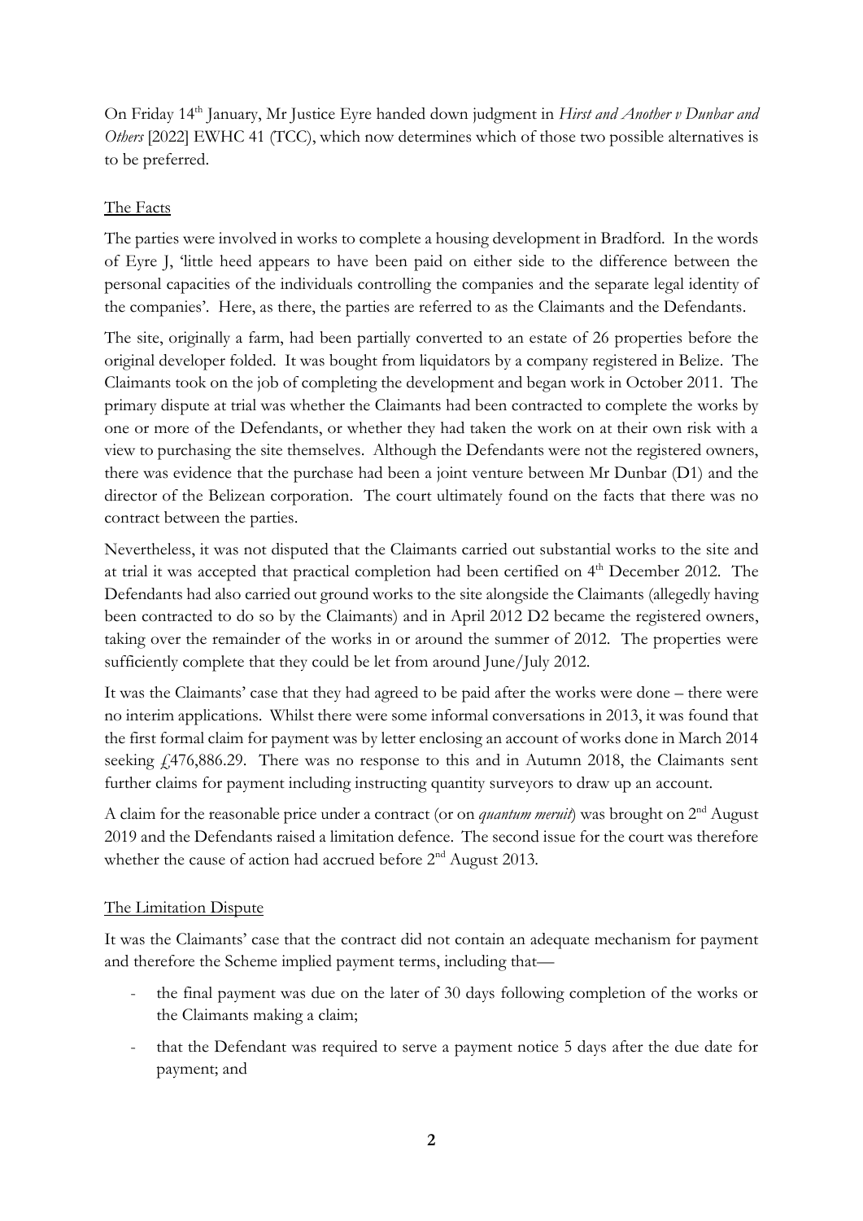On Friday 14th January, Mr Justice Eyre handed down judgment in *Hirst and Another v Dunbar and Others* [2022] EWHC 41 (TCC), which now determines which of those two possible alternatives is to be preferred.

## The Facts

The parties were involved in works to complete a housing development in Bradford. In the words of Eyre J, 'little heed appears to have been paid on either side to the difference between the personal capacities of the individuals controlling the companies and the separate legal identity of the companies'. Here, as there, the parties are referred to as the Claimants and the Defendants.

The site, originally a farm, had been partially converted to an estate of 26 properties before the original developer folded. It was bought from liquidators by a company registered in Belize. The Claimants took on the job of completing the development and began work in October 2011. The primary dispute at trial was whether the Claimants had been contracted to complete the works by one or more of the Defendants, or whether they had taken the work on at their own risk with a view to purchasing the site themselves. Although the Defendants were not the registered owners, there was evidence that the purchase had been a joint venture between Mr Dunbar (D1) and the director of the Belizean corporation. The court ultimately found on the facts that there was no contract between the parties.

Nevertheless, it was not disputed that the Claimants carried out substantial works to the site and at trial it was accepted that practical completion had been certified on 4th December 2012. The Defendants had also carried out ground works to the site alongside the Claimants (allegedly having been contracted to do so by the Claimants) and in April 2012 D2 became the registered owners, taking over the remainder of the works in or around the summer of 2012. The properties were sufficiently complete that they could be let from around June/July 2012.

It was the Claimants' case that they had agreed to be paid after the works were done – there were no interim applications. Whilst there were some informal conversations in 2013, it was found that the first formal claim for payment was by letter enclosing an account of works done in March 2014 seeking £476,886.29. There was no response to this and in Autumn 2018, the Claimants sent further claims for payment including instructing quantity surveyors to draw up an account.

A claim for the reasonable price under a contract (or on *quantum meruit*) was brought on 2nd August 2019 and the Defendants raised a limitation defence. The second issue for the court was therefore whether the cause of action had accrued before 2nd August 2013.

## The Limitation Dispute

It was the Claimants' case that the contract did not contain an adequate mechanism for payment and therefore the Scheme implied payment terms, including that—

- the final payment was due on the later of 30 days following completion of the works or the Claimants making a claim;
- that the Defendant was required to serve a payment notice 5 days after the due date for payment; and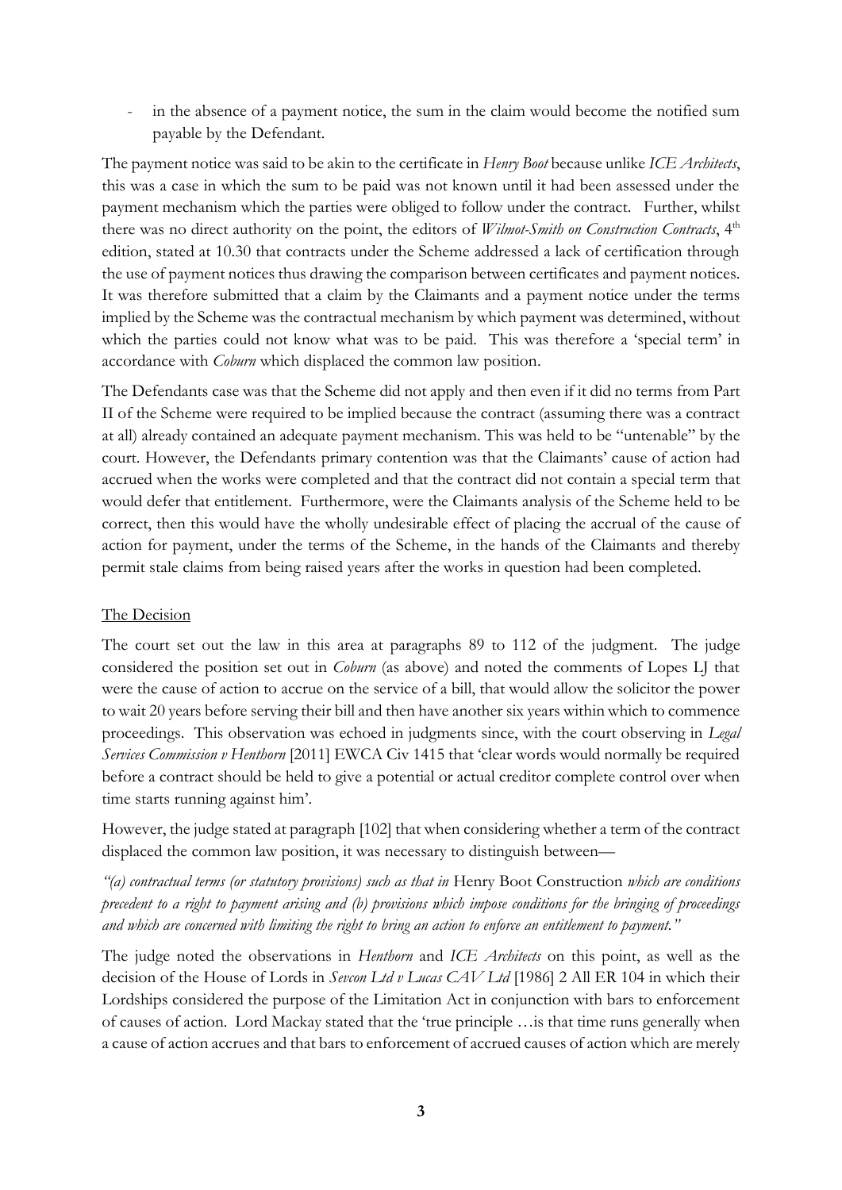- in the absence of a payment notice, the sum in the claim would become the notified sum payable by the Defendant.

The payment notice was said to be akin to the certificate in *Henry Boot* because unlike *ICE Architects*, this was a case in which the sum to be paid was not known until it had been assessed under the payment mechanism which the parties were obliged to follow under the contract. Further, whilst there was no direct authority on the point, the editors of *Wilmot-Smith on Construction Contracts*, 4th edition, stated at 10.30 that contracts under the Scheme addressed a lack of certification through the use of payment notices thus drawing the comparison between certificates and payment notices. It was therefore submitted that a claim by the Claimants and a payment notice under the terms implied by the Scheme was the contractual mechanism by which payment was determined, without which the parties could not know what was to be paid. This was therefore a 'special term' in accordance with *Coburn* which displaced the common law position.

The Defendants case was that the Scheme did not apply and then even if it did no terms from Part II of the Scheme were required to be implied because the contract (assuming there was a contract at all) already contained an adequate payment mechanism. This was held to be "untenable" by the court. However, the Defendants primary contention was that the Claimants' cause of action had accrued when the works were completed and that the contract did not contain a special term that would defer that entitlement. Furthermore, were the Claimants analysis of the Scheme held to be correct, then this would have the wholly undesirable effect of placing the accrual of the cause of action for payment, under the terms of the Scheme, in the hands of the Claimants and thereby permit stale claims from being raised years after the works in question had been completed.

## The Decision

The court set out the law in this area at paragraphs 89 to 112 of the judgment. The judge considered the position set out in *Coburn* (as above) and noted the comments of Lopes LJ that were the cause of action to accrue on the service of a bill, that would allow the solicitor the power to wait 20 years before serving their bill and then have another six years within which to commence proceedings. This observation was echoed in judgments since, with the court observing in *Legal Services Commission v Henthorn* [2011] EWCA Civ 1415 that 'clear words would normally be required before a contract should be held to give a potential or actual creditor complete control over when time starts running against him'.

However, the judge stated at paragraph [102] that when considering whether a term of the contract displaced the common law position, it was necessary to distinguish between—

*"(a) contractual terms (or statutory provisions) such as that in* Henry Boot Construction *which are conditions precedent to a right to payment arising and (b) provisions which impose conditions for the bringing of proceedings and which are concerned with limiting the right to bring an action to enforce an entitlement to payment."*

The judge noted the observations in *Henthorn* and *ICE Architects* on this point, as well as the decision of the House of Lords in *Sevcon Ltd v Lucas CAV Ltd* [1986] 2 All ER 104 in which their Lordships considered the purpose of the Limitation Act in conjunction with bars to enforcement of causes of action. Lord Mackay stated that the 'true principle …is that time runs generally when a cause of action accrues and that bars to enforcement of accrued causes of action which are merely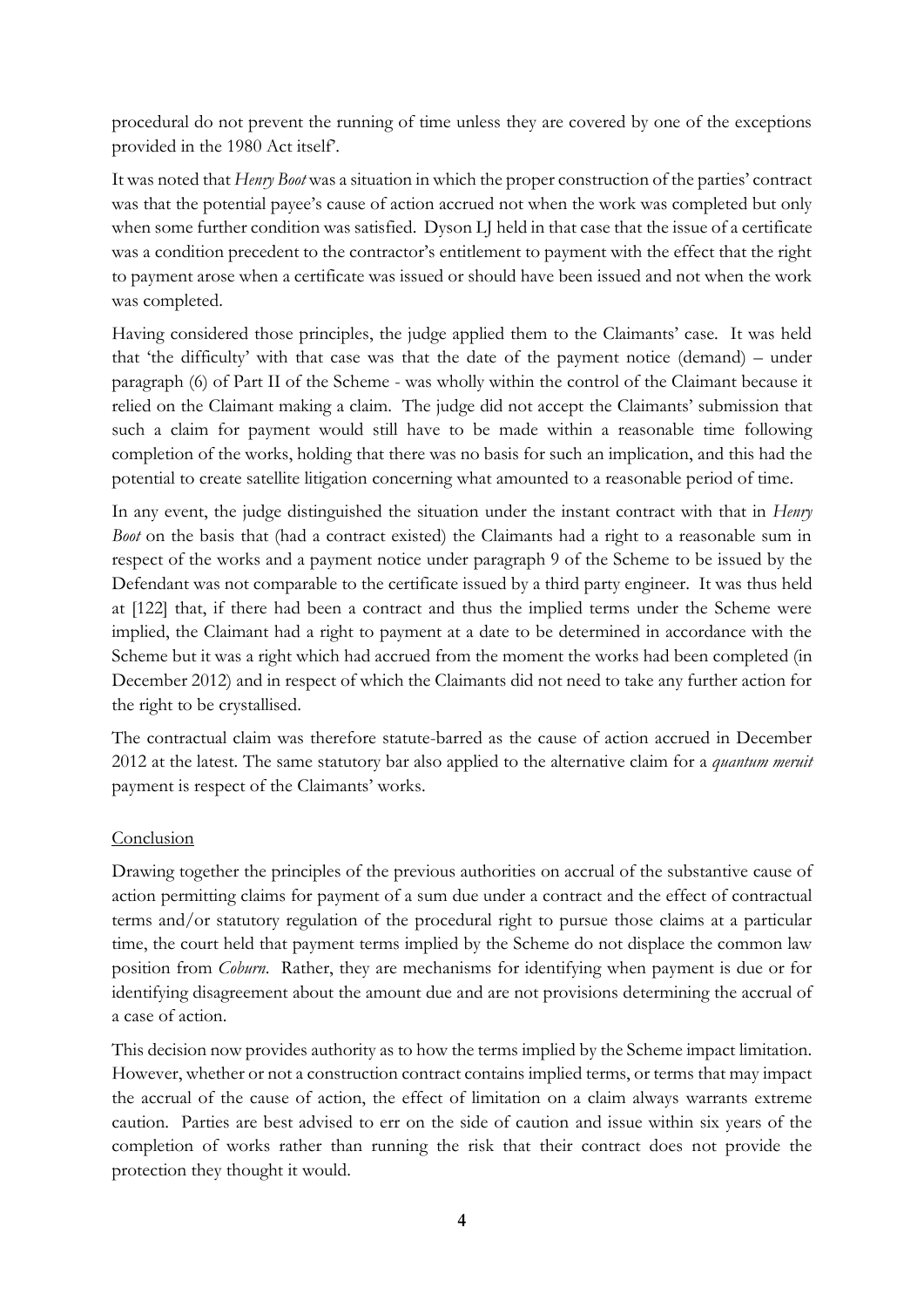procedural do not prevent the running of time unless they are covered by one of the exceptions provided in the 1980 Act itself'.

It was noted that *Henry Boot* was a situation in which the proper construction of the parties' contract was that the potential payee's cause of action accrued not when the work was completed but only when some further condition was satisfied. Dyson LJ held in that case that the issue of a certificate was a condition precedent to the contractor's entitlement to payment with the effect that the right to payment arose when a certificate was issued or should have been issued and not when the work was completed.

Having considered those principles, the judge applied them to the Claimants' case. It was held that 'the difficulty' with that case was that the date of the payment notice (demand) – under paragraph (6) of Part II of the Scheme - was wholly within the control of the Claimant because it relied on the Claimant making a claim. The judge did not accept the Claimants' submission that such a claim for payment would still have to be made within a reasonable time following completion of the works, holding that there was no basis for such an implication, and this had the potential to create satellite litigation concerning what amounted to a reasonable period of time.

In any event, the judge distinguished the situation under the instant contract with that in *Henry Boot* on the basis that (had a contract existed) the Claimants had a right to a reasonable sum in respect of the works and a payment notice under paragraph 9 of the Scheme to be issued by the Defendant was not comparable to the certificate issued by a third party engineer. It was thus held at [122] that, if there had been a contract and thus the implied terms under the Scheme were implied, the Claimant had a right to payment at a date to be determined in accordance with the Scheme but it was a right which had accrued from the moment the works had been completed (in December 2012) and in respect of which the Claimants did not need to take any further action for the right to be crystallised.

The contractual claim was therefore statute-barred as the cause of action accrued in December 2012 at the latest. The same statutory bar also applied to the alternative claim for a *quantum meruit* payment is respect of the Claimants' works.

## Conclusion

Drawing together the principles of the previous authorities on accrual of the substantive cause of action permitting claims for payment of a sum due under a contract and the effect of contractual terms and/or statutory regulation of the procedural right to pursue those claims at a particular time, the court held that payment terms implied by the Scheme do not displace the common law position from *Coburn*. Rather, they are mechanisms for identifying when payment is due or for identifying disagreement about the amount due and are not provisions determining the accrual of a case of action.

This decision now provides authority as to how the terms implied by the Scheme impact limitation. However, whether or not a construction contract contains implied terms, or terms that may impact the accrual of the cause of action, the effect of limitation on a claim always warrants extreme caution. Parties are best advised to err on the side of caution and issue within six years of the completion of works rather than running the risk that their contract does not provide the protection they thought it would.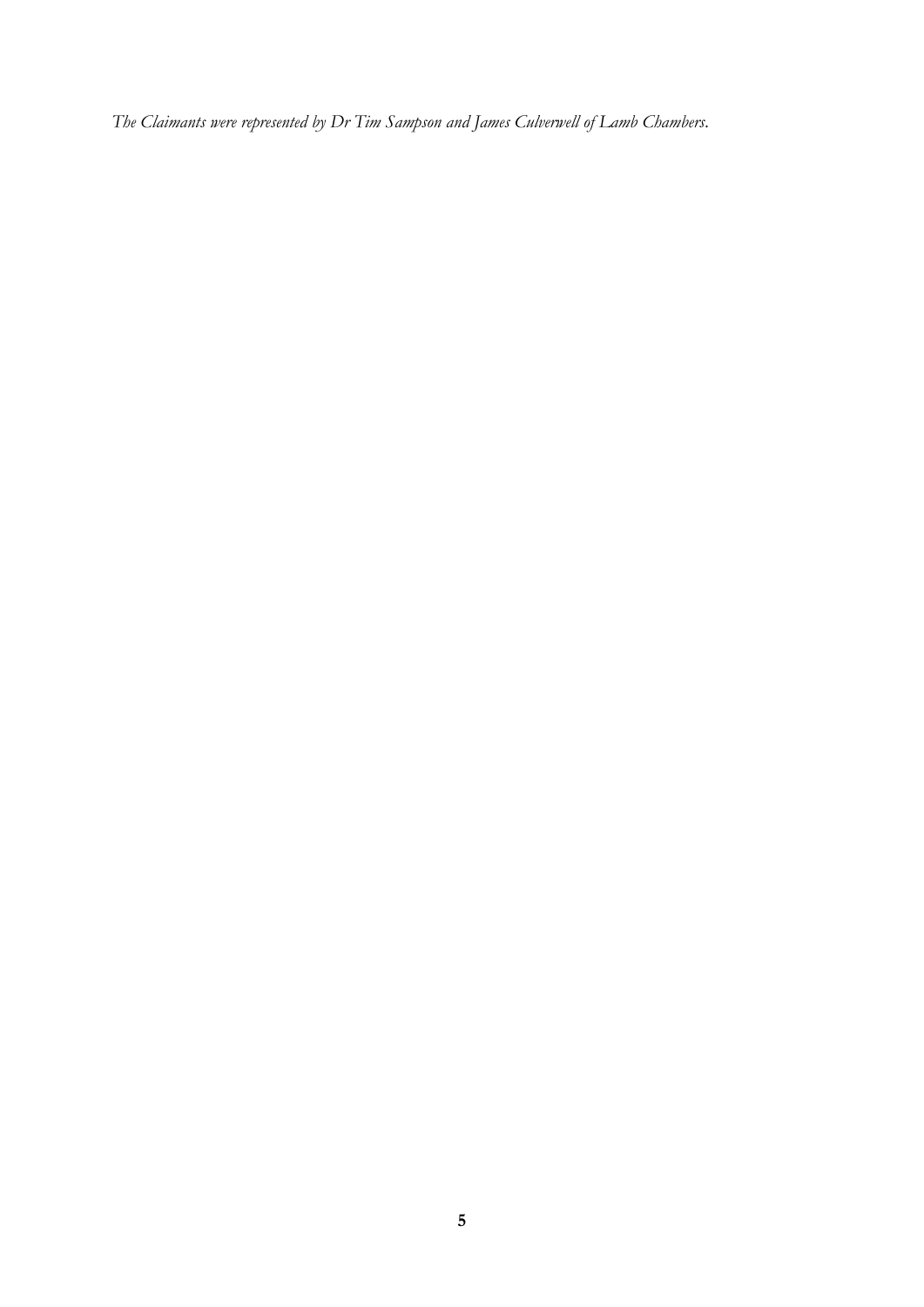*The Claimants were represented by Dr Tim Sampson and James Culverwell of Lamb Chambers.*